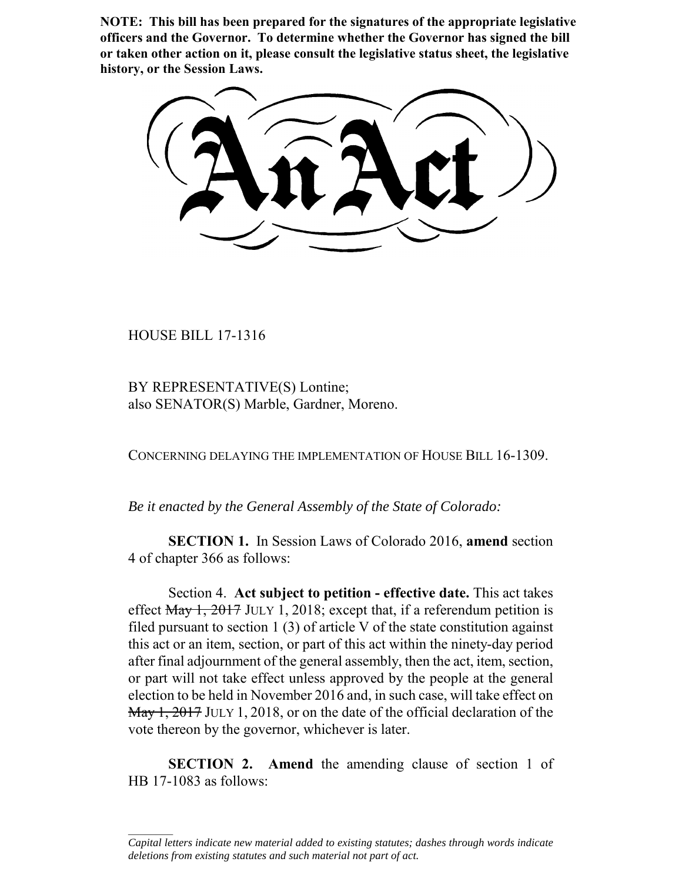**NOTE: This bill has been prepared for the signatures of the appropriate legislative officers and the Governor. To determine whether the Governor has signed the bill or taken other action on it, please consult the legislative status sheet, the legislative history, or the Session Laws.**

# An Act

HOUSE BILL 17-1316

BY REPRESENTATIVE(S) Lontine;
also SENATOR(S) Marble, Gardner, Moreno.

CONCERNING DELAYING THE IMPLEMENTATION OF HOUSE BILL 16-1309.

*Be it enacted by the General Assembly of the State of Colorado:*

**SECTION 1.** In Session Laws of Colorado 2016, **amend** section 4 of chapter 366 as follows:

Section 4. **Act subject to petition - effective date.** This act takes effect ~~May 1, 2017~~ JULY 1, 2018; except that, if a referendum petition is filed pursuant to section 1 (3) of article V of the state constitution against this act or an item, section, or part of this act within the ninety-day period after final adjournment of the general assembly, then the act, item, section, or part will not take effect unless approved by the people at the general election to be held in November 2016 and, in such case, will take effect on ~~May 1, 2017~~ JULY 1, 2018, or on the date of the official declaration of the vote thereon by the governor, whichever is later.

**SECTION 2. Amend** the amending clause of section 1 of HB 17-1083 as follows:

---

*Capital letters indicate new material added to existing statutes; dashes through words indicate deletions from existing statutes and such material not part of act.*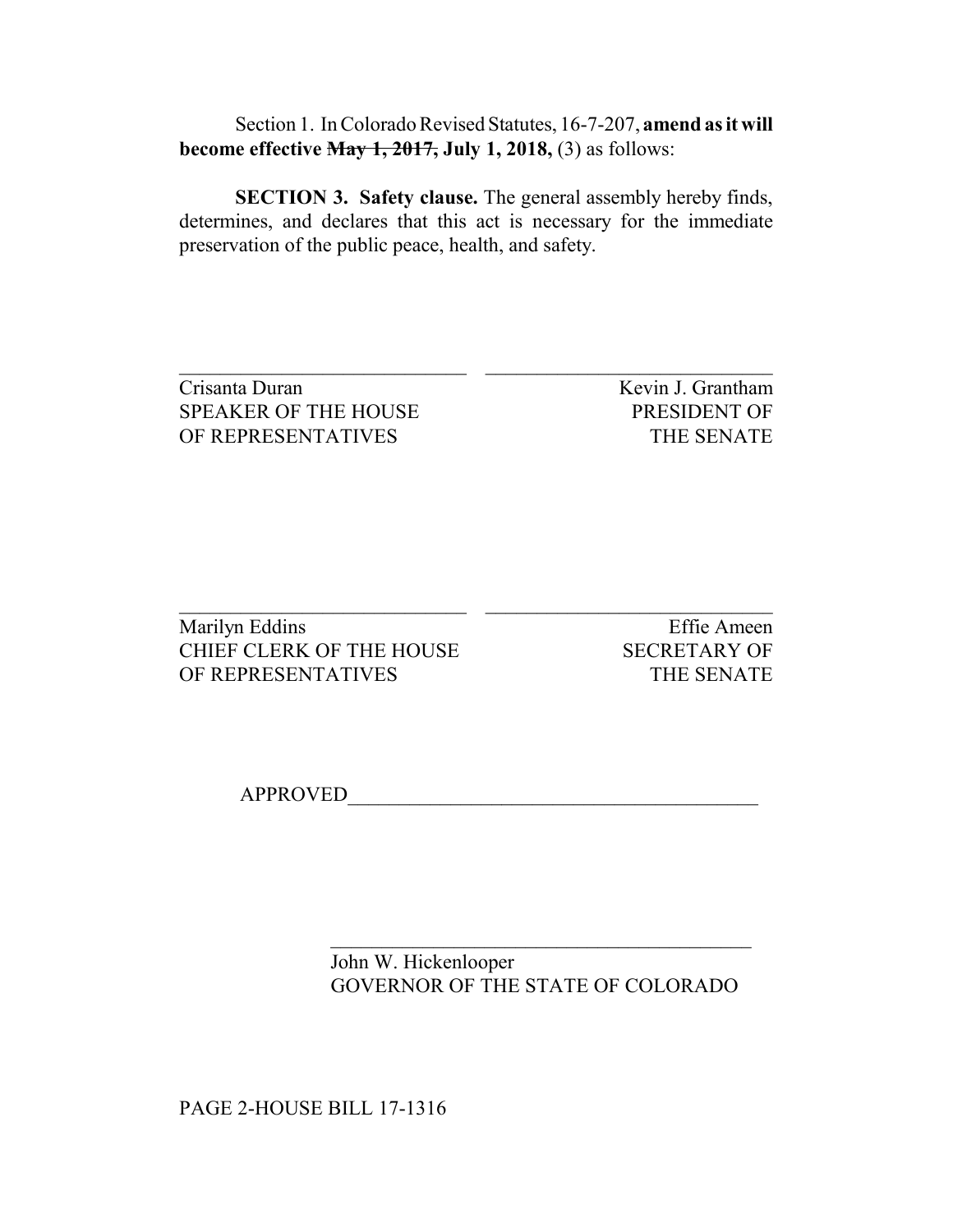Section 1. In Colorado Revised Statutes, 16-7-207, **amend as it will become effective** ~~**May 1, 2017,**~~ **July 1, 2018,** (3) as follows:

**SECTION 3. Safety clause.** The general assembly hereby finds, determines, and declares that this act is necessary for the immediate preservation of the public peace, health, and safety.

\_\_\_\_\_\_\_\_\_\_\_\_\_\_\_\_\_\_\_\_\_\_\_\_\_\_\_\_
Crisanta Duran
SPEAKER OF THE HOUSE
OF REPRESENTATIVES

\_\_\_\_\_\_\_\_\_\_\_\_\_\_\_\_\_\_\_\_\_\_\_\_\_\_\_\_
Kevin J. Grantham
PRESIDENT OF
THE SENATE

\_\_\_\_\_\_\_\_\_\_\_\_\_\_\_\_\_\_\_\_\_\_\_\_\_\_\_\_
Marilyn Eddins
CHIEF CLERK OF THE HOUSE
OF REPRESENTATIVES

\_\_\_\_\_\_\_\_\_\_\_\_\_\_\_\_\_\_\_\_\_\_\_\_\_\_\_\_
Effie Ameen
SECRETARY OF
THE SENATE

APPROVED\_\_\_\_\_\_\_\_\_\_\_\_\_\_\_\_\_\_\_\_\_\_\_\_\_\_\_\_\_\_\_\_\_\_\_\_\_\_\_\_

\_\_\_\_\_\_\_\_\_\_\_\_\_\_\_\_\_\_\_\_\_\_\_\_\_\_\_\_\_\_\_\_\_\_\_\_\_\_\_\_
John W. Hickenlooper
GOVERNOR OF THE STATE OF COLORADO

PAGE 2-HOUSE BILL 17-1316